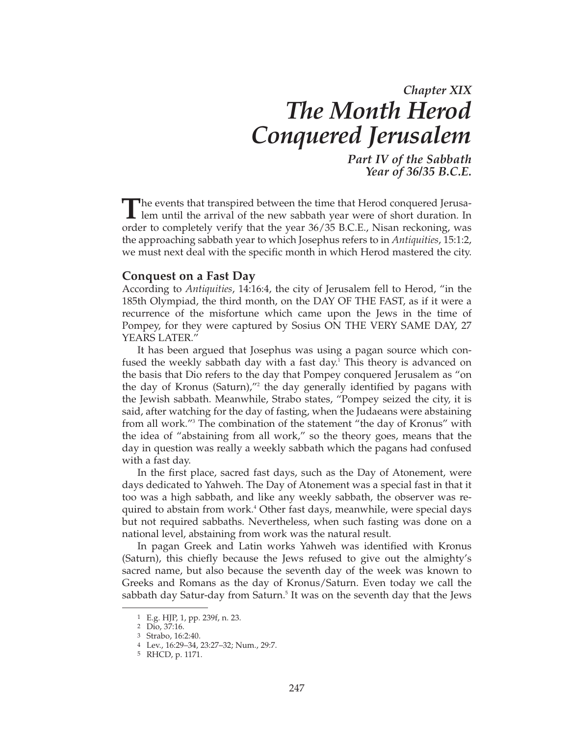## *Chapter XIX*

# *The Month Herod Conquered Jerusalem*

### *Part IV of the Sabbath Year of 36/35 B.C.E.*

The events that transpired between the time that Herod conquered Jerusalem until the arrival of the new sabbath year were of short duration. In order to completely verify that the year 36/35 B.C.E., Nisan reckoning, was the approaching sabbath year to which Josephus refers to in *Antiquities*, 15:1:2, we must next deal with the specific month in which Herod mastered the city.

## Conquest on a Fast Day

According to *Antiquities*, 14:16:4, the city of Jerusalem fell to Herod, "in the 185th Olympiad, the third month, on the DAY OF THE FAST, as if it were a recurrence of the misfortune which came upon the Jews in the time of Pompey, for they were captured by Sosius ON THE VERY SAME DAY, 27 YEARS LATER."

It has been argued that Josephus was using a pagan source which confused the weekly sabbath day with a fast day.[1] This theory is advanced on the basis that Dio refers to the day that Pompey conquered Jerusalem as "on the day of Kronus (Saturn),"[2] the day generally identified by pagans with the Jewish sabbath. Meanwhile, Strabo states, "Pompey seized the city, it is said, after watching for the day of fasting, when the Judaeans were abstaining from all work."[3] The combination of the statement "the day of Kronus" with the idea of "abstaining from all work," so the theory goes, means that the day in question was really a weekly sabbath which the pagans had confused with a fast day.

In the first place, sacred fast days, such as the Day of Atonement, were days dedicated to Yahweh. The Day of Atonement was a special fast in that it too was a high sabbath, and like any weekly sabbath, the observer was required to abstain from work.[4] Other fast days, meanwhile, were special days but not required sabbaths. Nevertheless, when such fasting was done on a national level, abstaining from work was the natural result.

In pagan Greek and Latin works Yahweh was identified with Kronus (Saturn), this chiefly because the Jews refused to give out the almighty's sacred name, but also because the seventh day of the week was known to Greeks and Romans as the day of Kronus/Saturn. Even today we call the sabbath day Satur-day from Saturn.[5] It was on the seventh day that the Jews

---

1 E.g. HJP, 1, pp. 239f, n. 23.
2 Dio, 37:16.
3 Strabo, 16:2:40.
4 Lev., 16:29–34, 23:27–32; Num., 29:7.
5 RHCD, p. 1171.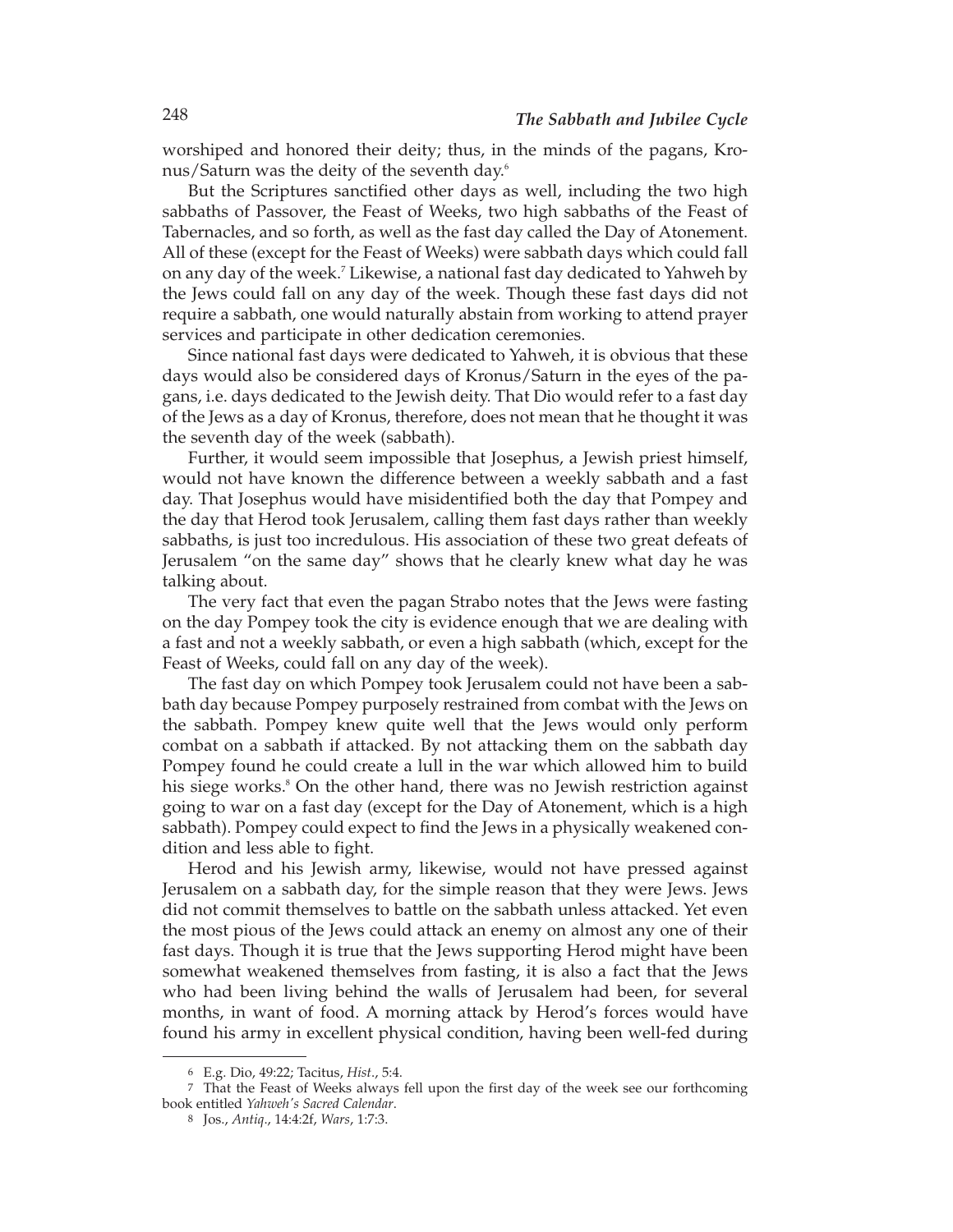worshiped and honored their deity; thus, in the minds of the pagans, Kronus/Saturn was the deity of the seventh day.[6]

But the Scriptures sanctified other days as well, including the two high sabbaths of Passover, the Feast of Weeks, two high sabbaths of the Feast of Tabernacles, and so forth, as well as the fast day called the Day of Atonement. All of these (except for the Feast of Weeks) were sabbath days which could fall on any day of the week.[7] Likewise, a national fast day dedicated to Yahweh by the Jews could fall on any day of the week. Though these fast days did not require a sabbath, one would naturally abstain from working to attend prayer services and participate in other dedication ceremonies.

Since national fast days were dedicated to Yahweh, it is obvious that these days would also be considered days of Kronus/Saturn in the eyes of the pagans, i.e. days dedicated to the Jewish deity. That Dio would refer to a fast day of the Jews as a day of Kronus, therefore, does not mean that he thought it was the seventh day of the week (sabbath).

Further, it would seem impossible that Josephus, a Jewish priest himself, would not have known the difference between a weekly sabbath and a fast day. That Josephus would have misidentified both the day that Pompey and the day that Herod took Jerusalem, calling them fast days rather than weekly sabbaths, is just too incredulous. His association of these two great defeats of Jerusalem "on the same day" shows that he clearly knew what day he was talking about.

The very fact that even the pagan Strabo notes that the Jews were fasting on the day Pompey took the city is evidence enough that we are dealing with a fast and not a weekly sabbath, or even a high sabbath (which, except for the Feast of Weeks, could fall on any day of the week).

The fast day on which Pompey took Jerusalem could not have been a sabbath day because Pompey purposely restrained from combat with the Jews on the sabbath. Pompey knew quite well that the Jews would only perform combat on a sabbath if attacked. By not attacking them on the sabbath day Pompey found he could create a lull in the war which allowed him to build his siege works.[8] On the other hand, there was no Jewish restriction against going to war on a fast day (except for the Day of Atonement, which is a high sabbath). Pompey could expect to find the Jews in a physically weakened condition and less able to fight.

Herod and his Jewish army, likewise, would not have pressed against Jerusalem on a sabbath day, for the simple reason that they were Jews. Jews did not commit themselves to battle on the sabbath unless attacked. Yet even the most pious of the Jews could attack an enemy on almost any one of their fast days. Though it is true that the Jews supporting Herod might have been somewhat weakened themselves from fasting, it is also a fact that the Jews who had been living behind the walls of Jerusalem had been, for several months, in want of food. A morning attack by Herod's forces would have found his army in excellent physical condition, having been well-fed during

---

6 E.g. Dio, 49:22; Tacitus, *Hist.*, 5:4.

7 That the Feast of Weeks always fell upon the first day of the week see our forthcoming book entitled *Yahweh's Sacred Calendar*.

8 Jos., *Antiq.*, 14:4:2f, *Wars*, 1:7:3.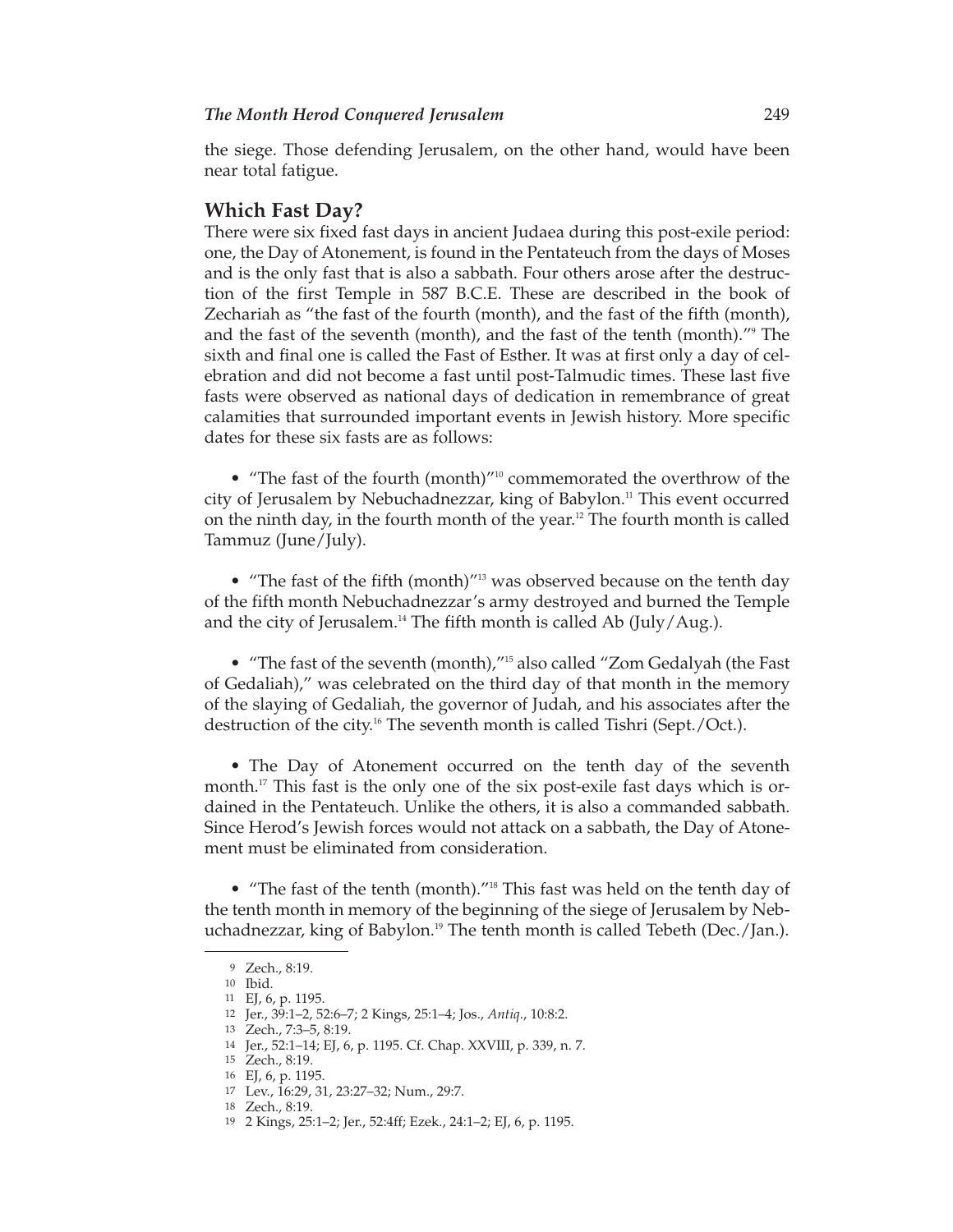the siege. Those defending Jerusalem, on the other hand, would have been near total fatigue.

## Which Fast Day?

There were six fixed fast days in ancient Judaea during this post-exile period: one, the Day of Atonement, is found in the Pentateuch from the days of Moses and is the only fast that is also a sabbath. Four others arose after the destruction of the first Temple in 587 B.C.E. These are described in the book of Zechariah as "the fast of the fourth (month), and the fast of the fifth (month), and the fast of the seventh (month), and the fast of the tenth (month)."[9] The sixth and final one is called the Fast of Esther. It was at first only a day of celebration and did not become a fast until post-Talmudic times. These last five fasts were observed as national days of dedication in remembrance of great calamities that surrounded important events in Jewish history. More specific dates for these six fasts are as follows:

- "The fast of the fourth (month)"[10] commemorated the overthrow of the city of Jerusalem by Nebuchadnezzar, king of Babylon.[11] This event occurred on the ninth day, in the fourth month of the year.[12] The fourth month is called Tammuz (June/July).

- "The fast of the fifth (month)"[13] was observed because on the tenth day of the fifth month Nebuchadnezzar's army destroyed and burned the Temple and the city of Jerusalem.[14] The fifth month is called Ab (July/Aug.).

- "The fast of the seventh (month),"[15] also called "Zom Gedalyah (the Fast of Gedaliah)," was celebrated on the third day of that month in the memory of the slaying of Gedaliah, the governor of Judah, and his associates after the destruction of the city.[16] The seventh month is called Tishri (Sept./Oct.).

- The Day of Atonement occurred on the tenth day of the seventh month.[17] This fast is the only one of the six post-exile fast days which is ordained in the Pentateuch. Unlike the others, it is also a commanded sabbath. Since Herod's Jewish forces would not attack on a sabbath, the Day of Atonement must be eliminated from consideration.

- "The fast of the tenth (month)."[18] This fast was held on the tenth day of the tenth month in memory of the beginning of the siege of Jerusalem by Nebuchadnezzar, king of Babylon.[19] The tenth month is called Tebeth (Dec./Jan.).

---

9 Zech., 8:19.

10 Ibid.

11 EJ, 6, p. 1195.

12 Jer., 39:1–2, 52:6–7; 2 Kings, 25:1–4; Jos., *Antiq.*, 10:8:2.

13 Zech., 7:3–5, 8:19.

14 Jer., 52:1–14; EJ, 6, p. 1195. Cf. Chap. XXVIII, p. 339, n. 7.

15 Zech., 8:19.

16 EJ, 6, p. 1195.

17 Lev., 16:29, 31, 23:27–32; Num., 29:7.

18 Zech., 8:19.

19 2 Kings, 25:1–2; Jer., 52:4ff; Ezek., 24:1–2; EJ, 6, p. 1195.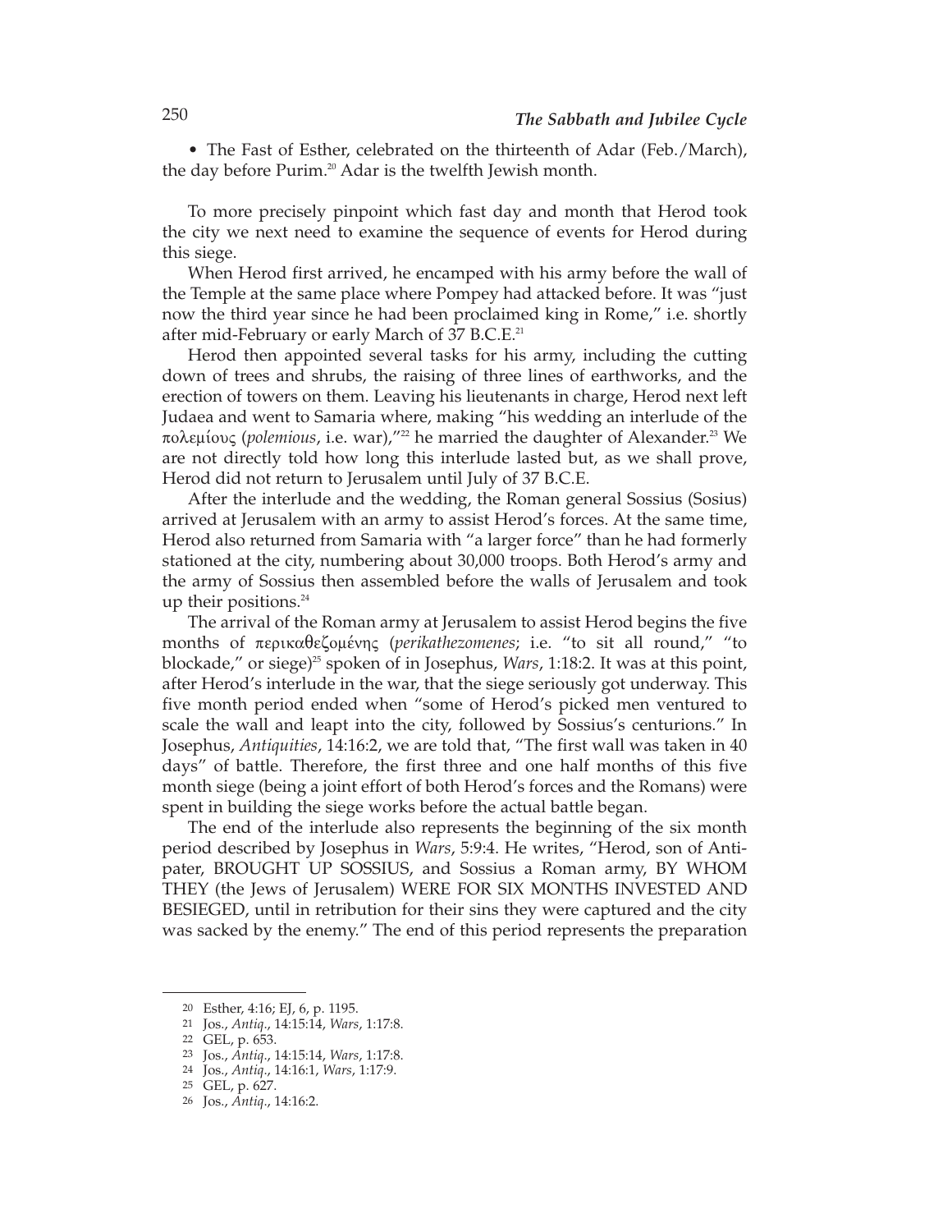• The Fast of Esther, celebrated on the thirteenth of Adar (Feb./March), the day before Purim.[20] Adar is the twelfth Jewish month.

To more precisely pinpoint which fast day and month that Herod took the city we next need to examine the sequence of events for Herod during this siege.

When Herod first arrived, he encamped with his army before the wall of the Temple at the same place where Pompey had attacked before. It was "just now the third year since he had been proclaimed king in Rome," i.e. shortly after mid-February or early March of 37 B.C.E.[21]

Herod then appointed several tasks for his army, including the cutting down of trees and shrubs, the raising of three lines of earthworks, and the erection of towers on them. Leaving his lieutenants in charge, Herod next left Judaea and went to Samaria where, making "his wedding an interlude of the πολεμίους (*polemious*, i.e. war),"[22] he married the daughter of Alexander.[23] We are not directly told how long this interlude lasted but, as we shall prove, Herod did not return to Jerusalem until July of 37 B.C.E.

After the interlude and the wedding, the Roman general Sossius (Sosius) arrived at Jerusalem with an army to assist Herod's forces. At the same time, Herod also returned from Samaria with "a larger force" than he had formerly stationed at the city, numbering about 30,000 troops. Both Herod's army and the army of Sossius then assembled before the walls of Jerusalem and took up their positions.[24]

The arrival of the Roman army at Jerusalem to assist Herod begins the five months of περικαθεζομένης (*perikathezomenes*; i.e. "to sit all round," "to blockade," or siege)[25] spoken of in Josephus, *Wars*, 1:18:2. It was at this point, after Herod's interlude in the war, that the siege seriously got underway. This five month period ended when "some of Herod's picked men ventured to scale the wall and leapt into the city, followed by Sossius's centurions." In Josephus, *Antiquities*, 14:16:2, we are told that, "The first wall was taken in 40 days" of battle. Therefore, the first three and one half months of this five month siege (being a joint effort of both Herod's forces and the Romans) were spent in building the siege works before the actual battle began.

The end of the interlude also represents the beginning of the six month period described by Josephus in *Wars*, 5:9:4. He writes, "Herod, son of Antipater, BROUGHT UP SOSSIUS, and Sossius a Roman army, BY WHOM THEY (the Jews of Jerusalem) WERE FOR SIX MONTHS INVESTED AND BESIEGED, until in retribution for their sins they were captured and the city was sacked by the enemy." The end of this period represents the preparation

---

20 Esther, 4:16; EJ, 6, p. 1195.

21 Jos., *Antiq.*, 14:15:14, *Wars*, 1:17:8.

22 GEL, p. 653.

23 Jos., *Antiq.*, 14:15:14, *Wars*, 1:17:8.

24 Jos., *Antiq.*, 14:16:1, *Wars*, 1:17:9.

25 GEL, p. 627.

26 Jos., *Antiq.*, 14:16:2.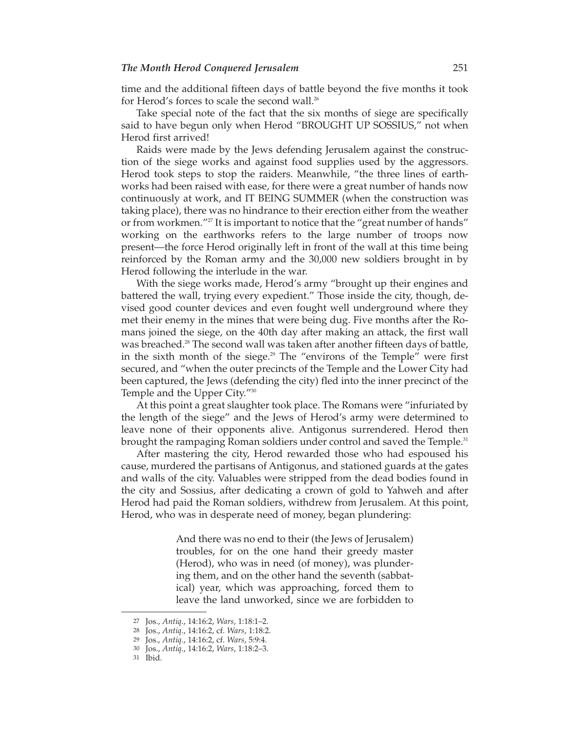time and the additional fifteen days of battle beyond the five months it took for Herod's forces to scale the second wall.[26]

Take special note of the fact that the six months of siege are specifically said to have begun only when Herod "BROUGHT UP SOSSIUS," not when Herod first arrived!

Raids were made by the Jews defending Jerusalem against the construction of the siege works and against food supplies used by the aggressors. Herod took steps to stop the raiders. Meanwhile, "the three lines of earthworks had been raised with ease, for there were a great number of hands now continuously at work, and IT BEING SUMMER (when the construction was taking place), there was no hindrance to their erection either from the weather or from workmen."[27] It is important to notice that the "great number of hands" working on the earthworks refers to the large number of troops now present—the force Herod originally left in front of the wall at this time being reinforced by the Roman army and the 30,000 new soldiers brought in by Herod following the interlude in the war.

With the siege works made, Herod's army "brought up their engines and battered the wall, trying every expedient." Those inside the city, though, devised good counter devices and even fought well underground where they met their enemy in the mines that were being dug. Five months after the Romans joined the siege, on the 40th day after making an attack, the first wall was breached.[28] The second wall was taken after another fifteen days of battle, in the sixth month of the siege.[29] The "environs of the Temple" were first secured, and "when the outer precincts of the Temple and the Lower City had been captured, the Jews (defending the city) fled into the inner precinct of the Temple and the Upper City."[30]

At this point a great slaughter took place. The Romans were "infuriated by the length of the siege" and the Jews of Herod's army were determined to leave none of their opponents alive. Antigonus surrendered. Herod then brought the rampaging Roman soldiers under control and saved the Temple.[31]

After mastering the city, Herod rewarded those who had espoused his cause, murdered the partisans of Antigonus, and stationed guards at the gates and walls of the city. Valuables were stripped from the dead bodies found in the city and Sossius, after dedicating a crown of gold to Yahweh and after Herod had paid the Roman soldiers, withdrew from Jerusalem. At this point, Herod, who was in desperate need of money, began plundering:

> And there was no end to their (the Jews of Jerusalem) troubles, for on the one hand their greedy master (Herod), who was in need (of money), was plundering them, and on the other hand the seventh (sabbatical) year, which was approaching, forced them to leave the land unworked, since we are forbidden to

27 Jos., *Antiq.*, 14:16:2, *Wars*, 1:18:1–2.
28 Jos., *Antiq.*, 14:16:2, cf. *Wars*, 1:18:2.
29 Jos., *Antiq.*, 14:16:2, cf. *Wars*, 5:9:4.
30 Jos., *Antiq.*, 14:16:2, *Wars*, 1:18:2–3.
31 Ibid.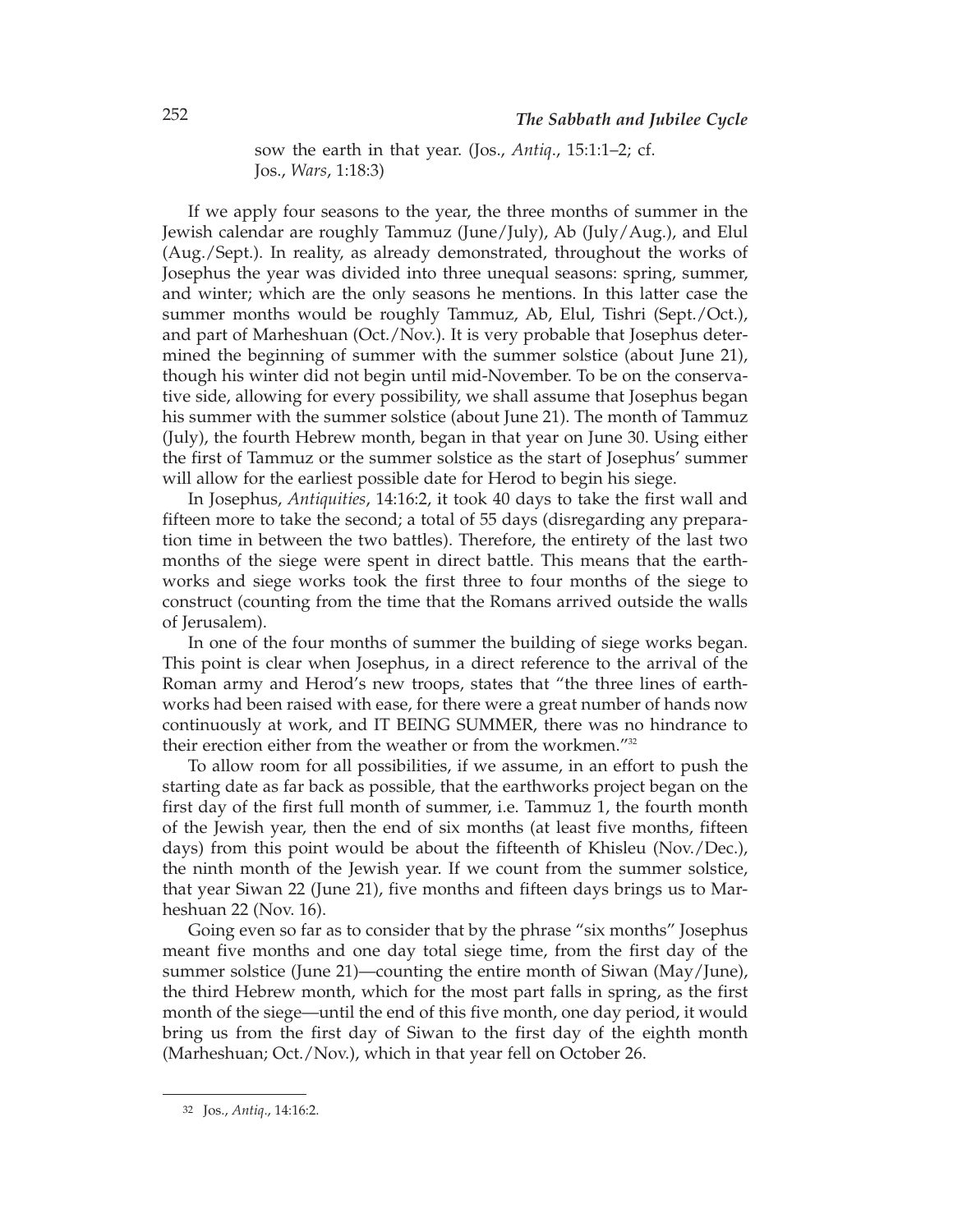sow the earth in that year. (Jos., *Antiq.*, 15:1:1–2; cf. Jos., *Wars*, 1:18:3)

If we apply four seasons to the year, the three months of summer in the Jewish calendar are roughly Tammuz (June/July), Ab (July/Aug.), and Elul (Aug./Sept.). In reality, as already demonstrated, throughout the works of Josephus the year was divided into three unequal seasons: spring, summer, and winter; which are the only seasons he mentions. In this latter case the summer months would be roughly Tammuz, Ab, Elul, Tishri (Sept./Oct.), and part of Marheshuan (Oct./Nov.). It is very probable that Josephus determined the beginning of summer with the summer solstice (about June 21), though his winter did not begin until mid-November. To be on the conservative side, allowing for every possibility, we shall assume that Josephus began his summer with the summer solstice (about June 21). The month of Tammuz (July), the fourth Hebrew month, began in that year on June 30. Using either the first of Tammuz or the summer solstice as the start of Josephus' summer will allow for the earliest possible date for Herod to begin his siege.

In Josephus, *Antiquities*, 14:16:2, it took 40 days to take the first wall and fifteen more to take the second; a total of 55 days (disregarding any preparation time in between the two battles). Therefore, the entirety of the last two months of the siege were spent in direct battle. This means that the earthworks and siege works took the first three to four months of the siege to construct (counting from the time that the Romans arrived outside the walls of Jerusalem).

In one of the four months of summer the building of siege works began. This point is clear when Josephus, in a direct reference to the arrival of the Roman army and Herod's new troops, states that "the three lines of earthworks had been raised with ease, for there were a great number of hands now continuously at work, and IT BEING SUMMER, there was no hindrance to their erection either from the weather or from the workmen."[32]

To allow room for all possibilities, if we assume, in an effort to push the starting date as far back as possible, that the earthworks project began on the first day of the first full month of summer, i.e. Tammuz 1, the fourth month of the Jewish year, then the end of six months (at least five months, fifteen days) from this point would be about the fifteenth of Khisleu (Nov./Dec.), the ninth month of the Jewish year. If we count from the summer solstice, that year Siwan 22 (June 21), five months and fifteen days brings us to Marheshuan 22 (Nov. 16).

Going even so far as to consider that by the phrase "six months" Josephus meant five months and one day total siege time, from the first day of the summer solstice (June 21)—counting the entire month of Siwan (May/June), the third Hebrew month, which for the most part falls in spring, as the first month of the siege—until the end of this five month, one day period, it would bring us from the first day of Siwan to the first day of the eighth month (Marheshuan; Oct./Nov.), which in that year fell on October 26.

---

[32] Jos., *Antiq.*, 14:16:2.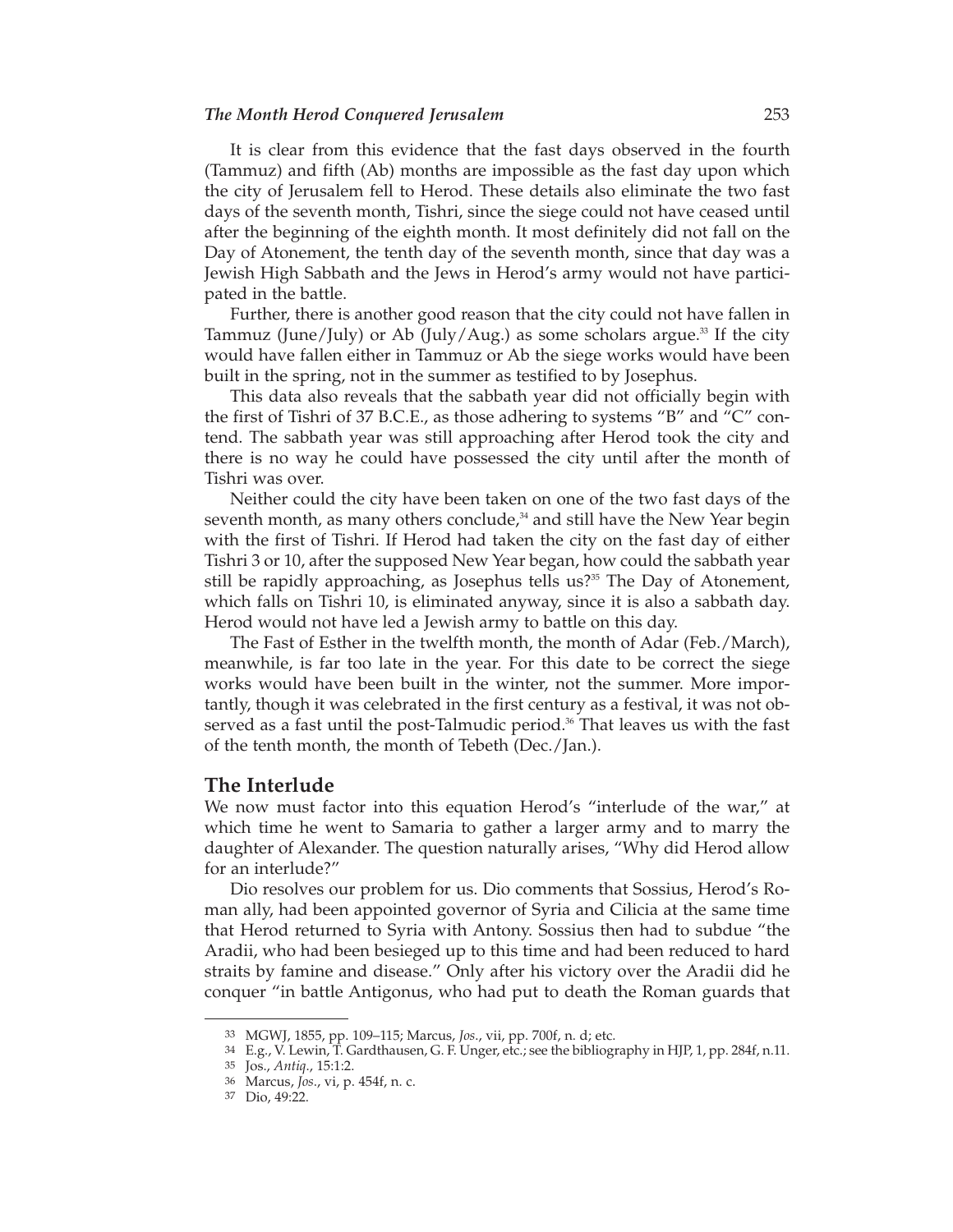It is clear from this evidence that the fast days observed in the fourth (Tammuz) and fifth (Ab) months are impossible as the fast day upon which the city of Jerusalem fell to Herod. These details also eliminate the two fast days of the seventh month, Tishri, since the siege could not have ceased until after the beginning of the eighth month. It most definitely did not fall on the Day of Atonement, the tenth day of the seventh month, since that day was a Jewish High Sabbath and the Jews in Herod's army would not have participated in the battle.

Further, there is another good reason that the city could not have fallen in Tammuz (June/July) or Ab (July/Aug.) as some scholars argue.[33] If the city would have fallen either in Tammuz or Ab the siege works would have been built in the spring, not in the summer as testified to by Josephus.

This data also reveals that the sabbath year did not officially begin with the first of Tishri of 37 B.C.E., as those adhering to systems "B" and "C" contend. The sabbath year was still approaching after Herod took the city and there is no way he could have possessed the city until after the month of Tishri was over.

Neither could the city have been taken on one of the two fast days of the seventh month, as many others conclude,[34] and still have the New Year begin with the first of Tishri. If Herod had taken the city on the fast day of either Tishri 3 or 10, after the supposed New Year began, how could the sabbath year still be rapidly approaching, as Josephus tells us?[35] The Day of Atonement, which falls on Tishri 10, is eliminated anyway, since it is also a sabbath day. Herod would not have led a Jewish army to battle on this day.

The Fast of Esther in the twelfth month, the month of Adar (Feb./March), meanwhile, is far too late in the year. For this date to be correct the siege works would have been built in the winter, not the summer. More importantly, though it was celebrated in the first century as a festival, it was not observed as a fast until the post-Talmudic period.[36] That leaves us with the fast of the tenth month, the month of Tebeth (Dec./Jan.).

## The Interlude

We now must factor into this equation Herod's "interlude of the war," at which time he went to Samaria to gather a larger army and to marry the daughter of Alexander. The question naturally arises, "Why did Herod allow for an interlude?"

Dio resolves our problem for us. Dio comments that Sossius, Herod's Roman ally, had been appointed governor of Syria and Cilicia at the same time that Herod returned to Syria with Antony. Sossius then had to subdue "the Aradii, who had been besieged up to this time and had been reduced to hard straits by famine and disease." Only after his victory over the Aradii did he conquer "in battle Antigonus, who had put to death the Roman guards that

---

33 MGWJ, 1855, pp. 109–115; Marcus, *Jos.*, vii, pp. 700f, n. d; etc.

34 E.g., V. Lewin, T. Gardthausen, G. F. Unger, etc.; see the bibliography in HJP, 1, pp. 284f, n.11.

35 Jos., *Antiq.*, 15:1:2.

36 Marcus, *Jos.*, vi, p. 454f, n. c.

37 Dio, 49:22.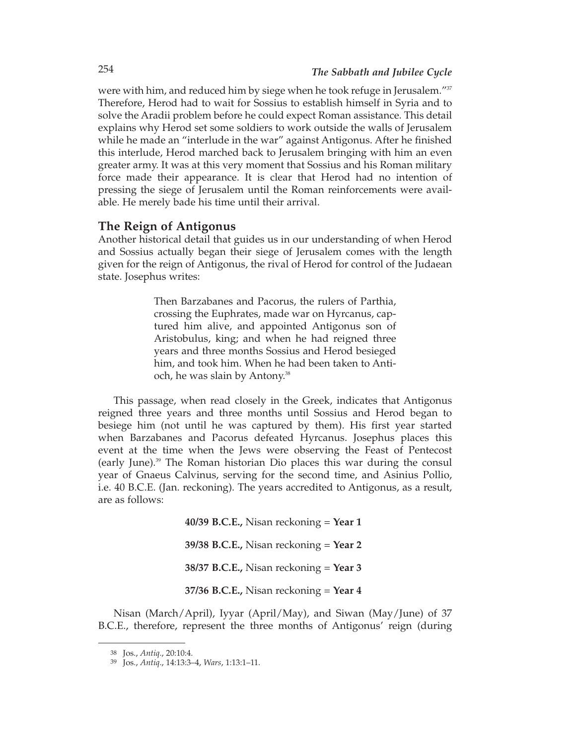were with him, and reduced him by siege when he took refuge in Jerusalem."[37] Therefore, Herod had to wait for Sossius to establish himself in Syria and to solve the Aradii problem before he could expect Roman assistance. This detail explains why Herod set some soldiers to work outside the walls of Jerusalem while he made an "interlude in the war" against Antigonus. After he finished this interlude, Herod marched back to Jerusalem bringing with him an even greater army. It was at this very moment that Sossius and his Roman military force made their appearance. It is clear that Herod had no intention of pressing the siege of Jerusalem until the Roman reinforcements were available. He merely bade his time until their arrival.

## The Reign of Antigonus

Another historical detail that guides us in our understanding of when Herod and Sossius actually began their siege of Jerusalem comes with the length given for the reign of Antigonus, the rival of Herod for control of the Judaean state. Josephus writes:

> Then Barzabanes and Pacorus, the rulers of Parthia, crossing the Euphrates, made war on Hyrcanus, captured him alive, and appointed Antigonus son of Aristobulus, king; and when he had reigned three years and three months Sossius and Herod besieged him, and took him. When he had been taken to Antioch, he was slain by Antony.[38]

This passage, when read closely in the Greek, indicates that Antigonus reigned three years and three months until Sossius and Herod began to besiege him (not until he was captured by them). His first year started when Barzabanes and Pacorus defeated Hyrcanus. Josephus places this event at the time when the Jews were observing the Feast of Pentecost (early June).[39] The Roman historian Dio places this war during the consul year of Gnaeus Calvinus, serving for the second time, and Asinius Pollio, i.e. 40 B.C.E. (Jan. reckoning). The years accredited to Antigonus, as a result, are as follows:

**40/39 B.C.E.,** Nisan reckoning = **Year 1**

**39/38 B.C.E.,** Nisan reckoning = **Year 2**

**38/37 B.C.E.,** Nisan reckoning = **Year 3**

**37/36 B.C.E.,** Nisan reckoning = **Year 4**

Nisan (March/April), Iyyar (April/May), and Siwan (May/June) of 37 B.C.E., therefore, represent the three months of Antigonus' reign (during

---

38 Jos., *Antiq.*, 20:10:4.

39 Jos., *Antiq.*, 14:13:3–4, *Wars*, 1:13:1–11.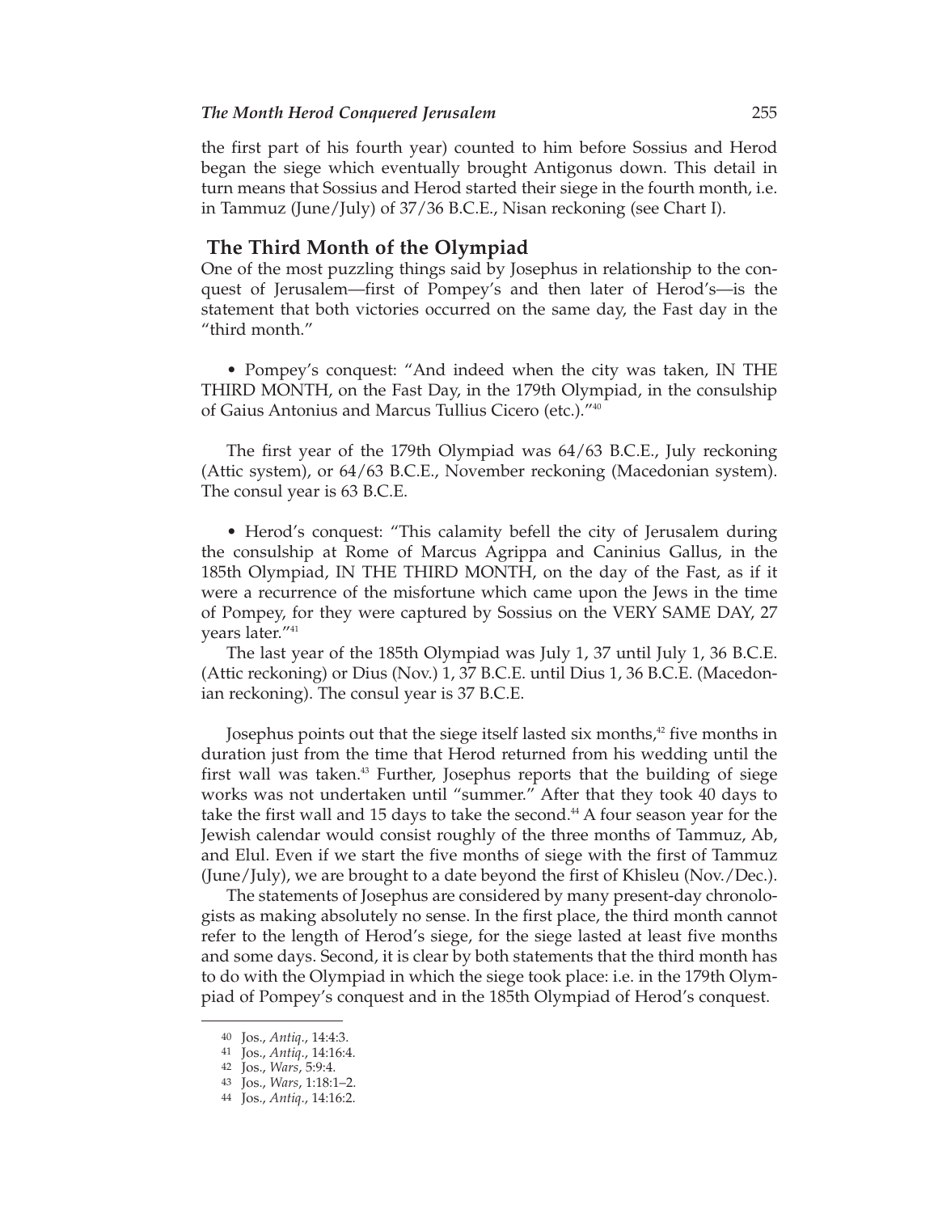the first part of his fourth year) counted to him before Sossius and Herod began the siege which eventually brought Antigonus down. This detail in turn means that Sossius and Herod started their siege in the fourth month, i.e. in Tammuz (June/July) of 37/36 B.C.E., Nisan reckoning (see Chart I).

## The Third Month of the Olympiad

One of the most puzzling things said by Josephus in relationship to the conquest of Jerusalem—first of Pompey's and then later of Herod's—is the statement that both victories occurred on the same day, the Fast day in the "third month."

• Pompey's conquest: "And indeed when the city was taken, IN THE THIRD MONTH, on the Fast Day, in the 179th Olympiad, in the consulship of Gaius Antonius and Marcus Tullius Cicero (etc.)."[40]

The first year of the 179th Olympiad was 64/63 B.C.E., July reckoning (Attic system), or 64/63 B.C.E., November reckoning (Macedonian system). The consul year is 63 B.C.E.

• Herod's conquest: "This calamity befell the city of Jerusalem during the consulship at Rome of Marcus Agrippa and Caninius Gallus, in the 185th Olympiad, IN THE THIRD MONTH, on the day of the Fast, as if it were a recurrence of the misfortune which came upon the Jews in the time of Pompey, for they were captured by Sossius on the VERY SAME DAY, 27 years later."[41]

The last year of the 185th Olympiad was July 1, 37 until July 1, 36 B.C.E. (Attic reckoning) or Dius (Nov.) 1, 37 B.C.E. until Dius 1, 36 B.C.E. (Macedonian reckoning). The consul year is 37 B.C.E.

Josephus points out that the siege itself lasted six months,[42] five months in duration just from the time that Herod returned from his wedding until the first wall was taken.[43] Further, Josephus reports that the building of siege works was not undertaken until "summer." After that they took 40 days to take the first wall and 15 days to take the second.[44] A four season year for the Jewish calendar would consist roughly of the three months of Tammuz, Ab, and Elul. Even if we start the five months of siege with the first of Tammuz (June/July), we are brought to a date beyond the first of Khisleu (Nov./Dec.).

The statements of Josephus are considered by many present-day chronologists as making absolutely no sense. In the first place, the third month cannot refer to the length of Herod's siege, for the siege lasted at least five months and some days. Second, it is clear by both statements that the third month has to do with the Olympiad in which the siege took place: i.e. in the 179th Olympiad of Pompey's conquest and in the 185th Olympiad of Herod's conquest.

---

40 Jos., *Antiq.*, 14:4:3.

41 Jos., *Antiq.*, 14:16:4.

42 Jos., *Wars*, 5:9:4.

43 Jos., *Wars*, 1:18:1–2.

44 Jos., *Antiq.*, 14:16:2.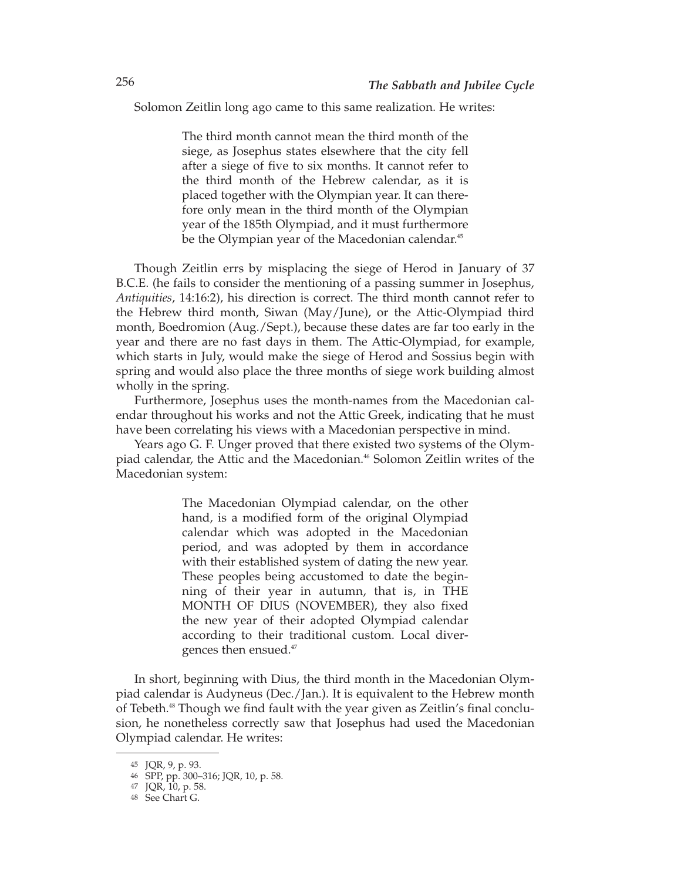Solomon Zeitlin long ago came to this same realization. He writes:

> The third month cannot mean the third month of the siege, as Josephus states elsewhere that the city fell after a siege of five to six months. It cannot refer to the third month of the Hebrew calendar, as it is placed together with the Olympian year. It can therefore only mean in the third month of the Olympian year of the 185th Olympiad, and it must furthermore be the Olympian year of the Macedonian calendar.[45]

Though Zeitlin errs by misplacing the siege of Herod in January of 37 B.C.E. (he fails to consider the mentioning of a passing summer in Josephus, *Antiquities*, 14:16:2), his direction is correct. The third month cannot refer to the Hebrew third month, Siwan (May/June), or the Attic-Olympiad third month, Boedromion (Aug./Sept.), because these dates are far too early in the year and there are no fast days in them. The Attic-Olympiad, for example, which starts in July, would make the siege of Herod and Sossius begin with spring and would also place the three months of siege work building almost wholly in the spring.

Furthermore, Josephus uses the month-names from the Macedonian calendar throughout his works and not the Attic Greek, indicating that he must have been correlating his views with a Macedonian perspective in mind.

Years ago G. F. Unger proved that there existed two systems of the Olympiad calendar, the Attic and the Macedonian.[46] Solomon Zeitlin writes of the Macedonian system:

> The Macedonian Olympiad calendar, on the other hand, is a modified form of the original Olympiad calendar which was adopted in the Macedonian period, and was adopted by them in accordance with their established system of dating the new year. These peoples being accustomed to date the beginning of their year in autumn, that is, in THE MONTH OF DIUS (NOVEMBER), they also fixed the new year of their adopted Olympiad calendar according to their traditional custom. Local divergences then ensued.[47]

In short, beginning with Dius, the third month in the Macedonian Olympiad calendar is Audyneus (Dec./Jan.). It is equivalent to the Hebrew month of Tebeth.[48] Though we find fault with the year given as Zeitlin's final conclusion, he nonetheless correctly saw that Josephus had used the Macedonian Olympiad calendar. He writes:

---

45 JQR, 9, p. 93.

46 SPP, pp. 300–316; JQR, 10, p. 58.

47 JQR, 10, p. 58.

48 See Chart G.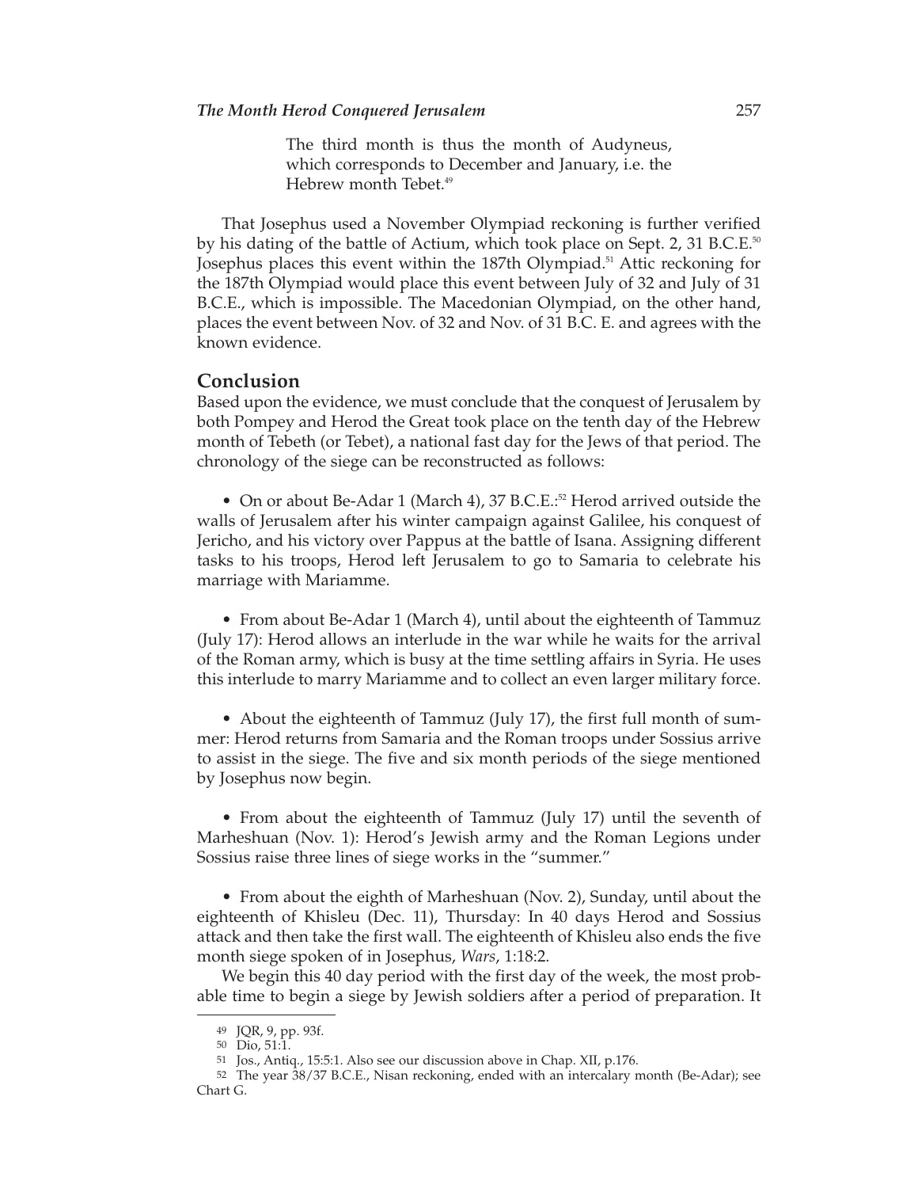> The third month is thus the month of Audyneus, which corresponds to December and January, i.e. the Hebrew month Tebet.[49]

That Josephus used a November Olympiad reckoning is further verified by his dating of the battle of Actium, which took place on Sept. 2, 31 B.C.E.[50] Josephus places this event within the 187th Olympiad.[51] Attic reckoning for the 187th Olympiad would place this event between July of 32 and July of 31 B.C.E., which is impossible. The Macedonian Olympiad, on the other hand, places the event between Nov. of 32 and Nov. of 31 B.C. E. and agrees with the known evidence.

## Conclusion

Based upon the evidence, we must conclude that the conquest of Jerusalem by both Pompey and Herod the Great took place on the tenth day of the Hebrew month of Tebeth (or Tebet), a national fast day for the Jews of that period. The chronology of the siege can be reconstructed as follows:

- On or about Be-Adar 1 (March 4), 37 B.C.E.:[52] Herod arrived outside the walls of Jerusalem after his winter campaign against Galilee, his conquest of Jericho, and his victory over Pappus at the battle of Isana. Assigning different tasks to his troops, Herod left Jerusalem to go to Samaria to celebrate his marriage with Mariamme.

- From about Be-Adar 1 (March 4), until about the eighteenth of Tammuz (July 17): Herod allows an interlude in the war while he waits for the arrival of the Roman army, which is busy at the time settling affairs in Syria. He uses this interlude to marry Mariamme and to collect an even larger military force.

- About the eighteenth of Tammuz (July 17), the first full month of summer: Herod returns from Samaria and the Roman troops under Sossius arrive to assist in the siege. The five and six month periods of the siege mentioned by Josephus now begin.

- From about the eighteenth of Tammuz (July 17) until the seventh of Marheshuan (Nov. 1): Herod's Jewish army and the Roman Legions under Sossius raise three lines of siege works in the "summer."

- From about the eighth of Marheshuan (Nov. 2), Sunday, until about the eighteenth of Khisleu (Dec. 11), Thursday: In 40 days Herod and Sossius attack and then take the first wall. The eighteenth of Khisleu also ends the five month siege spoken of in Josephus, *Wars*, 1:18:2.

We begin this 40 day period with the first day of the week, the most probable time to begin a siege by Jewish soldiers after a period of preparation. It

---

49 JQR, 9, pp. 93f.

50 Dio, 51:1.

51 Jos., Antiq., 15:5:1. Also see our discussion above in Chap. XII, p.176.

52 The year 38/37 B.C.E., Nisan reckoning, ended with an intercalary month (Be-Adar); see Chart G.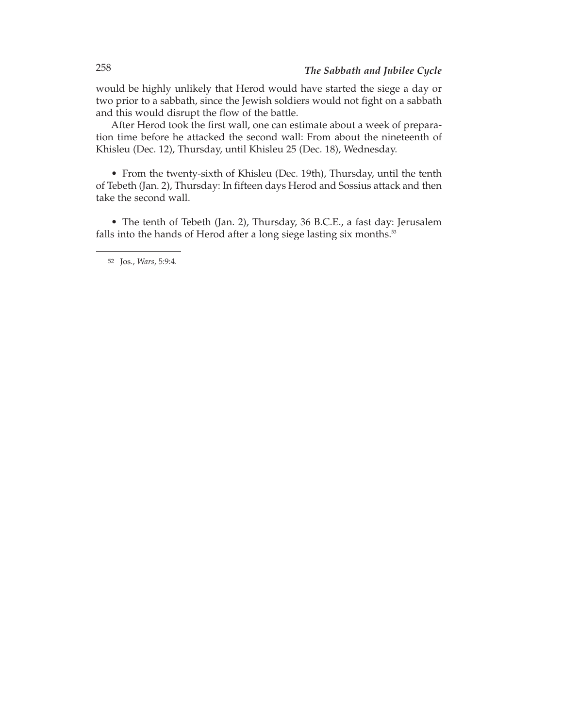would be highly unlikely that Herod would have started the siege a day or two prior to a sabbath, since the Jewish soldiers would not fight on a sabbath and this would disrupt the flow of the battle.

After Herod took the first wall, one can estimate about a week of preparation time before he attacked the second wall: From about the nineteenth of Khisleu (Dec. 12), Thursday, until Khisleu 25 (Dec. 18), Wednesday.

- From the twenty-sixth of Khisleu (Dec. 19th), Thursday, until the tenth of Tebeth (Jan. 2), Thursday: In fifteen days Herod and Sossius attack and then take the second wall.

- The tenth of Tebeth (Jan. 2), Thursday, 36 B.C.E., a fast day: Jerusalem falls into the hands of Herod after a long siege lasting six months.[53]

---

52 Jos., *Wars*, 5:9:4.